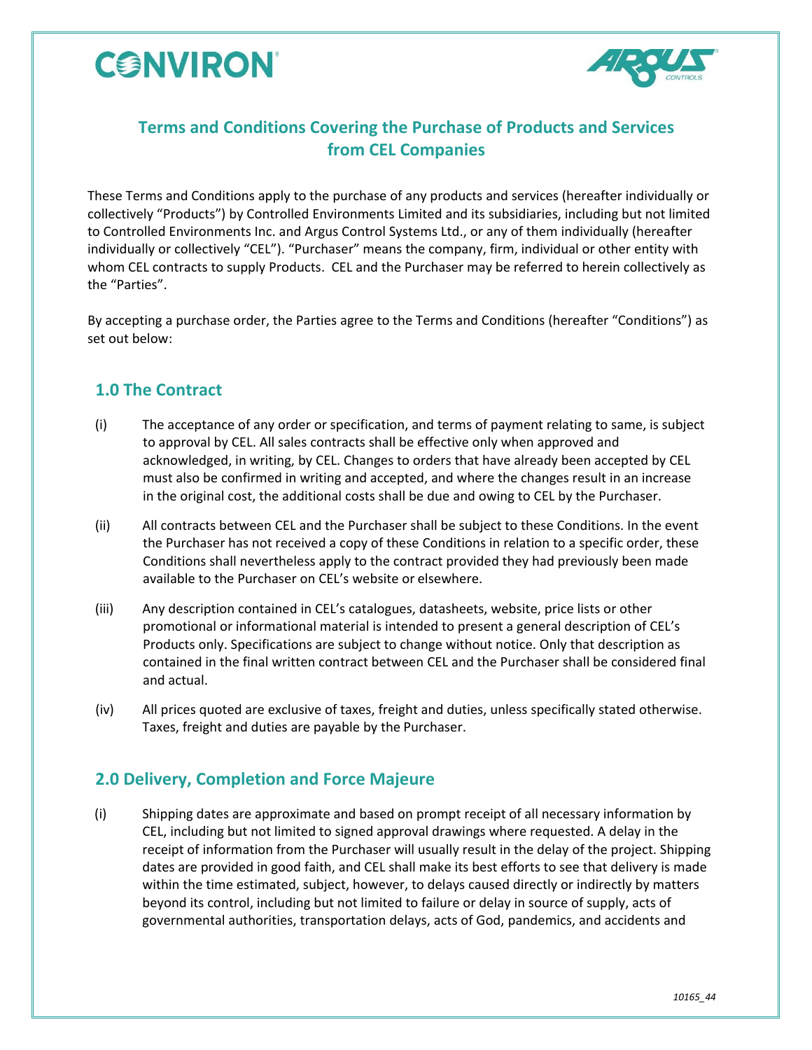# Terms and Conditions Covering the Purchase of Products and Services from CEL Companies

These Terms and Conditions apply to the purchase of any products and services (hereafter individually or collectively "Products") by Controlled Environments Limited and its subsidiaries, including but not limited to Controlled Environments Inc. and Argus Control Systems Ltd., or any of them individually (hereafter individually or collectively "CEL"). "Purchaser" means the company, firm, individual or other entity with whom CEL contracts to supply Products. CEL and the Purchaser may be referred to herein collectively as the "Parties".

By accepting a purchase order, the Parties agree to the Terms and Conditions (hereafter "Conditions") as set out below:

## 1.0 The Contract

(i) The acceptance of any order or specification, and terms of payment relating to same, is subject to approval by CEL. All sales contracts shall be effective only when approved and acknowledged, in writing, by CEL. Changes to orders that have already been accepted by CEL must also be confirmed in writing and accepted, and where the changes result in an increase in the original cost, the additional costs shall be due and owing to CEL by the Purchaser.

(ii) All contracts between CEL and the Purchaser shall be subject to these Conditions. In the event the Purchaser has not received a copy of these Conditions in relation to a specific order, these Conditions shall nevertheless apply to the contract provided they had previously been made available to the Purchaser on CEL's website or elsewhere.

(iii) Any description contained in CEL's catalogues, datasheets, website, price lists or other promotional or informational material is intended to present a general description of CEL's Products only. Specifications are subject to change without notice. Only that description as contained in the final written contract between CEL and the Purchaser shall be considered final and actual.

(iv) All prices quoted are exclusive of taxes, freight and duties, unless specifically stated otherwise. Taxes, freight and duties are payable by the Purchaser.

## 2.0 Delivery, Completion and Force Majeure

(i) Shipping dates are approximate and based on prompt receipt of all necessary information by CEL, including but not limited to signed approval drawings where requested. A delay in the receipt of information from the Purchaser will usually result in the delay of the project. Shipping dates are provided in good faith, and CEL shall make its best efforts to see that delivery is made within the time estimated, subject, however, to delays caused directly or indirectly by matters beyond its control, including but not limited to failure or delay in source of supply, acts of governmental authorities, transportation delays, acts of God, pandemics, and accidents and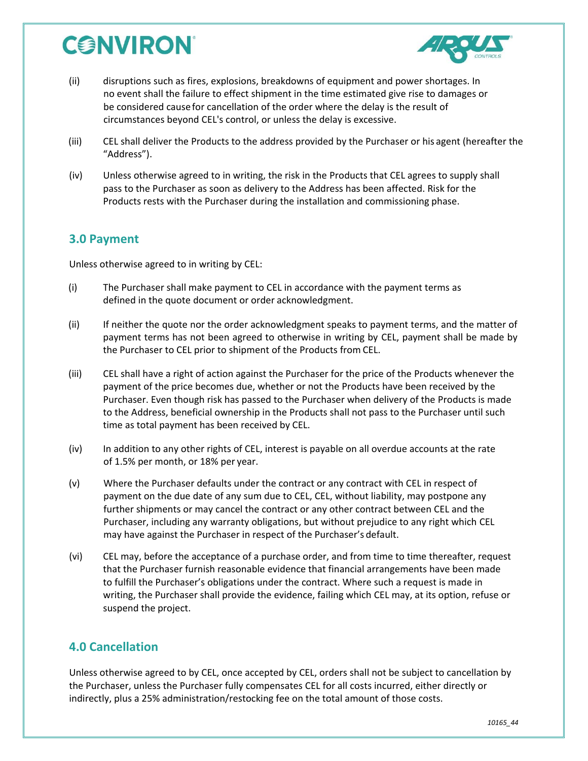(ii) disruptions such as fires, explosions, breakdowns of equipment and power shortages. In no event shall the failure to effect shipment in the time estimated give rise to damages or be considered cause for cancellation of the order where the delay is the result of circumstances beyond CEL's control, or unless the delay is excessive.

(iii) CEL shall deliver the Products to the address provided by the Purchaser or his agent (hereafter the "Address").

(iv) Unless otherwise agreed to in writing, the risk in the Products that CEL agrees to supply shall pass to the Purchaser as soon as delivery to the Address has been affected. Risk for the Products rests with the Purchaser during the installation and commissioning phase.

## 3.0 Payment

Unless otherwise agreed to in writing by CEL:

(i) The Purchaser shall make payment to CEL in accordance with the payment terms as defined in the quote document or order acknowledgment.

(ii) If neither the quote nor the order acknowledgment speaks to payment terms, and the matter of payment terms has not been agreed to otherwise in writing by CEL, payment shall be made by the Purchaser to CEL prior to shipment of the Products from CEL.

(iii) CEL shall have a right of action against the Purchaser for the price of the Products whenever the payment of the price becomes due, whether or not the Products have been received by the Purchaser. Even though risk has passed to the Purchaser when delivery of the Products is made to the Address, beneficial ownership in the Products shall not pass to the Purchaser until such time as total payment has been received by CEL.

(iv) In addition to any other rights of CEL, interest is payable on all overdue accounts at the rate of 1.5% per month, or 18% per year.

(v) Where the Purchaser defaults under the contract or any contract with CEL in respect of payment on the due date of any sum due to CEL, CEL, without liability, may postpone any further shipments or may cancel the contract or any other contract between CEL and the Purchaser, including any warranty obligations, but without prejudice to any right which CEL may have against the Purchaser in respect of the Purchaser's default.

(vi) CEL may, before the acceptance of a purchase order, and from time to time thereafter, request that the Purchaser furnish reasonable evidence that financial arrangements have been made to fulfill the Purchaser's obligations under the contract. Where such a request is made in writing, the Purchaser shall provide the evidence, failing which CEL may, at its option, refuse or suspend the project.

## 4.0 Cancellation

Unless otherwise agreed to by CEL, once accepted by CEL, orders shall not be subject to cancellation by the Purchaser, unless the Purchaser fully compensates CEL for all costs incurred, either directly or indirectly, plus a 25% administration/restocking fee on the total amount of those costs.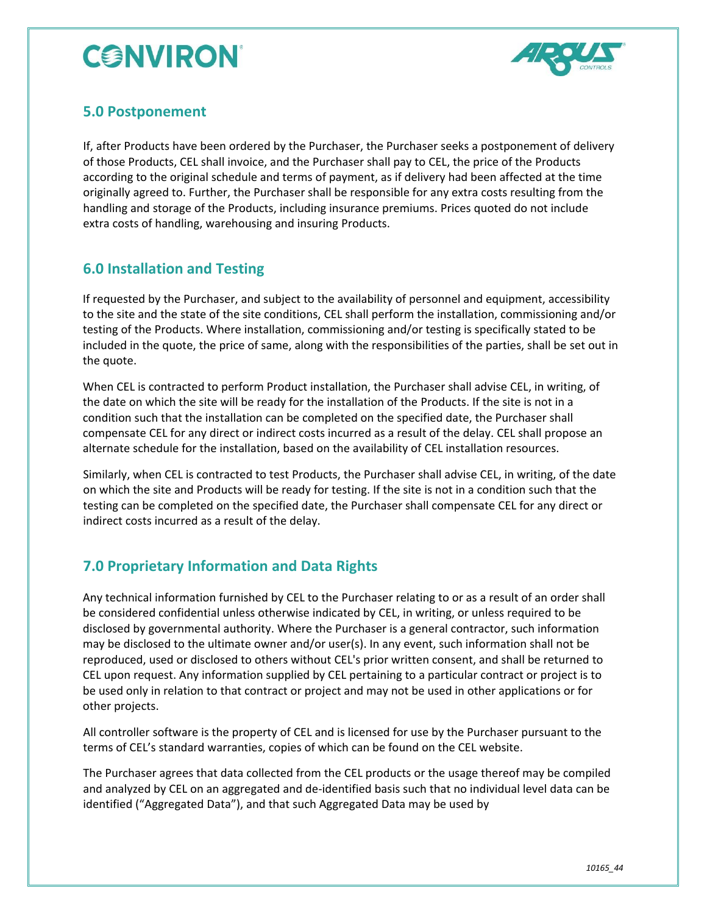## 5.0 Postponement

If, after Products have been ordered by the Purchaser, the Purchaser seeks a postponement of delivery of those Products, CEL shall invoice, and the Purchaser shall pay to CEL, the price of the Products according to the original schedule and terms of payment, as if delivery had been affected at the time originally agreed to. Further, the Purchaser shall be responsible for any extra costs resulting from the handling and storage of the Products, including insurance premiums. Prices quoted do not include extra costs of handling, warehousing and insuring Products.

## 6.0 Installation and Testing

If requested by the Purchaser, and subject to the availability of personnel and equipment, accessibility to the site and the state of the site conditions, CEL shall perform the installation, commissioning and/or testing of the Products. Where installation, commissioning and/or testing is specifically stated to be included in the quote, the price of same, along with the responsibilities of the parties, shall be set out in the quote.

When CEL is contracted to perform Product installation, the Purchaser shall advise CEL, in writing, of the date on which the site will be ready for the installation of the Products. If the site is not in a condition such that the installation can be completed on the specified date, the Purchaser shall compensate CEL for any direct or indirect costs incurred as a result of the delay. CEL shall propose an alternate schedule for the installation, based on the availability of CEL installation resources.

Similarly, when CEL is contracted to test Products, the Purchaser shall advise CEL, in writing, of the date on which the site and Products will be ready for testing. If the site is not in a condition such that the testing can be completed on the specified date, the Purchaser shall compensate CEL for any direct or indirect costs incurred as a result of the delay.

## 7.0 Proprietary Information and Data Rights

Any technical information furnished by CEL to the Purchaser relating to or as a result of an order shall be considered confidential unless otherwise indicated by CEL, in writing, or unless required to be disclosed by governmental authority. Where the Purchaser is a general contractor, such information may be disclosed to the ultimate owner and/or user(s). In any event, such information shall not be reproduced, used or disclosed to others without CEL's prior written consent, and shall be returned to CEL upon request. Any information supplied by CEL pertaining to a particular contract or project is to be used only in relation to that contract or project and may not be used in other applications or for other projects.

All controller software is the property of CEL and is licensed for use by the Purchaser pursuant to the terms of CEL's standard warranties, copies of which can be found on the CEL website.

The Purchaser agrees that data collected from the CEL products or the usage thereof may be compiled and analyzed by CEL on an aggregated and de-identified basis such that no individual level data can be identified ("Aggregated Data"), and that such Aggregated Data may be used by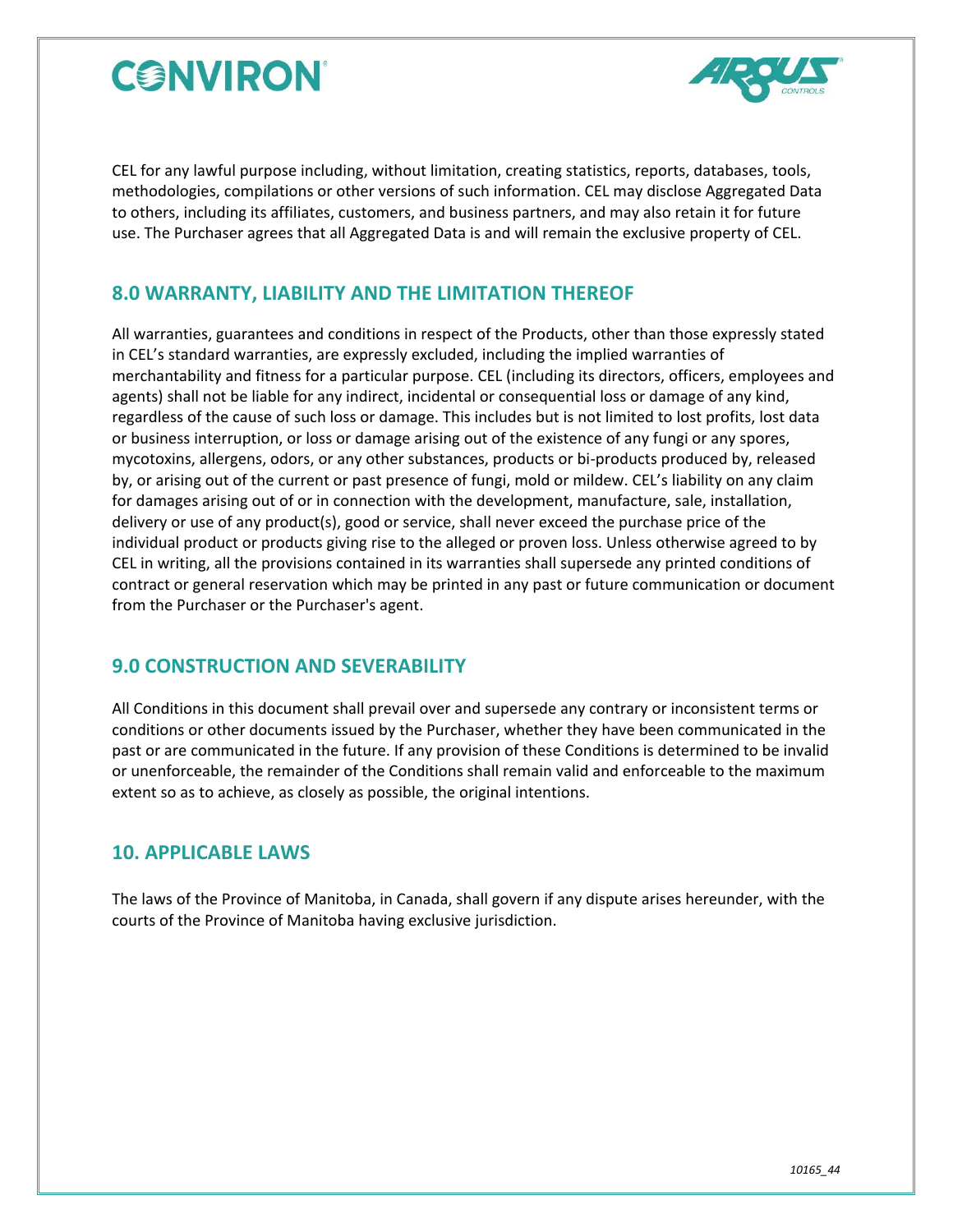CEL for any lawful purpose including, without limitation, creating statistics, reports, databases, tools, methodologies, compilations or other versions of such information. CEL may disclose Aggregated Data to others, including its affiliates, customers, and business partners, and may also retain it for future use. The Purchaser agrees that all Aggregated Data is and will remain the exclusive property of CEL.

## 8.0 WARRANTY, LIABILITY AND THE LIMITATION THEREOF

All warranties, guarantees and conditions in respect of the Products, other than those expressly stated in CEL's standard warranties, are expressly excluded, including the implied warranties of merchantability and fitness for a particular purpose. CEL (including its directors, officers, employees and agents) shall not be liable for any indirect, incidental or consequential loss or damage of any kind, regardless of the cause of such loss or damage. This includes but is not limited to lost profits, lost data or business interruption, or loss or damage arising out of the existence of any fungi or any spores, mycotoxins, allergens, odors, or any other substances, products or bi-products produced by, released by, or arising out of the current or past presence of fungi, mold or mildew. CEL's liability on any claim for damages arising out of or in connection with the development, manufacture, sale, installation, delivery or use of any product(s), good or service, shall never exceed the purchase price of the individual product or products giving rise to the alleged or proven loss. Unless otherwise agreed to by CEL in writing, all the provisions contained in its warranties shall supersede any printed conditions of contract or general reservation which may be printed in any past or future communication or document from the Purchaser or the Purchaser's agent.

## 9.0 CONSTRUCTION AND SEVERABILITY

All Conditions in this document shall prevail over and supersede any contrary or inconsistent terms or conditions or other documents issued by the Purchaser, whether they have been communicated in the past or are communicated in the future. If any provision of these Conditions is determined to be invalid or unenforceable, the remainder of the Conditions shall remain valid and enforceable to the maximum extent so as to achieve, as closely as possible, the original intentions.

## 10. APPLICABLE LAWS

The laws of the Province of Manitoba, in Canada, shall govern if any dispute arises hereunder, with the courts of the Province of Manitoba having exclusive jurisdiction.

*10165_44*